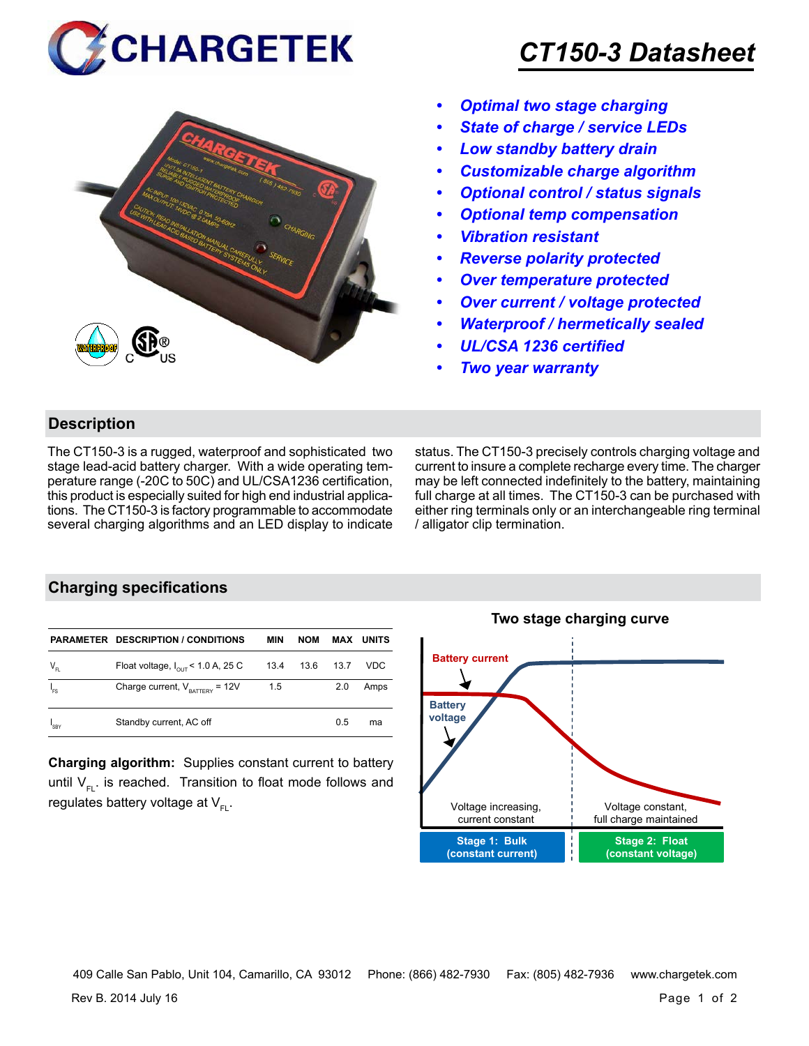# CT150-3 Datasheet

- *Optimal two stage charging*
- *State of charge / service LEDs*
- *Low standby battery drain*
- *Customizable charge algorithm*
- *Optional control / status signals*
- *Optional temp compensation*
- *Vibration resistant*
- *Reverse polarity protected*
- *Over temperature protected*
- *Over current / voltage protected*
- *Waterproof / hermetically sealed*
- *UL/CSA 1236 certified*
- *Two year warranty*

## Description

The CT150-3 is a rugged, waterproof and sophisticated two stage lead-acid battery charger. With a wide operating temperature range (-20C to 50C) and UL/CSA1236 certification, this product is especially suited for high end industrial applications. The CT150-3 is factory programmable to accommodate several charging algorithms and an LED display to indicate status. The CT150-3 precisely controls charging voltage and current to insure a complete recharge every time. The charger may be left connected indefinitely to the battery, maintaining full charge at all times. The CT150-3 can be purchased with either ring terminals only or an interchangeable ring terminal / alligator clip termination.

## Charging specifications

| PARAMETER | DESCRIPTION / CONDITIONS | MIN | NOM | MAX | UNITS |
|---|---|---|---|---|---|
| $V_{FL}$ | Float voltage, $I_{OUT}$ < 1.0 A, 25 C | 13.4 | 13.6 | 13.7 | VDC |
| $I_{FS}$ | Charge current, $V_{BATTERY}$ = 12V | 1.5 | | 2.0 | Amps |
| $I_{SBY}$ | Standby current, AC off | | | 0.5 | ma |

**Charging algorithm:** Supplies constant current to battery until $V_{FL}$ is reached. Transition to float mode follows and regulates battery voltage at $V_{FL}$.

**Two stage charging curve**

Battery current

Battery voltage

Voltage increasing, current constant

Voltage constant, full charge maintained

Stage 1: Bulk (constant current)

Stage 2: Float (constant voltage)

409 Calle San Pablo, Unit 104, Camarillo, CA 93012 Phone: (866) 482-7930 Fax: (805) 482-7936 www.chargetek.com

Rev B. 2014 July 16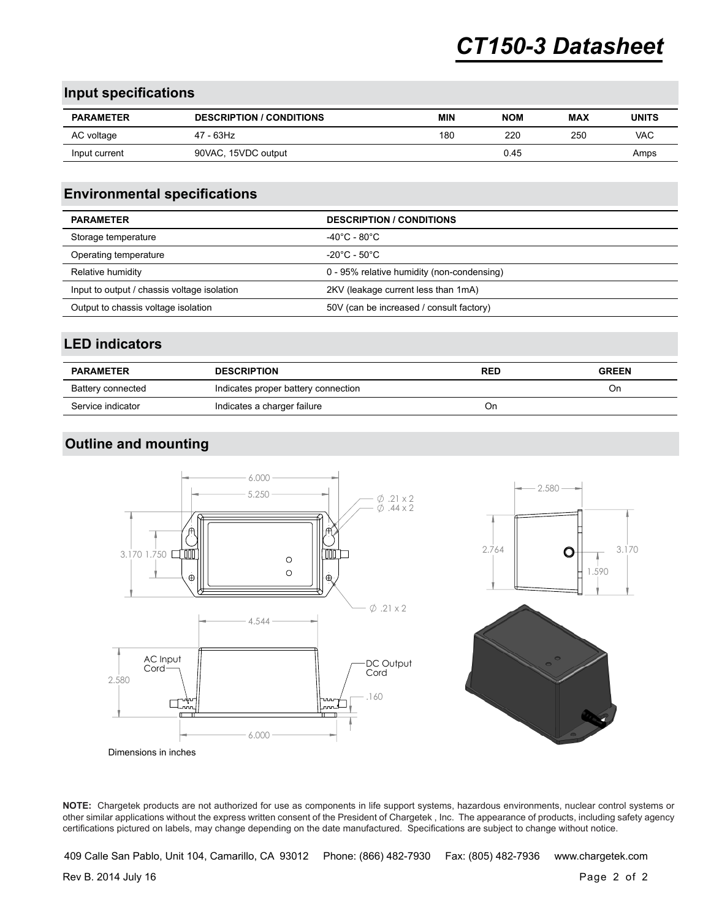# CT150-3 Datasheet

## Input specifications

| PARAMETER | DESCRIPTION / CONDITIONS | MIN | NOM | MAX | UNITS |
|---|---|---|---|---|---|
| AC voltage | 47 - 63Hz | 180 | 220 | 250 | VAC |
| Input current | 90VAC, 15VDC output | | 0.45 | | Amps |

## Environmental specifications

| PARAMETER | DESCRIPTION / CONDITIONS |
|---|---|
| Storage temperature | -40°C - 80°C |
| Operating temperature | -20°C - 50°C |
| Relative humidity | 0 - 95% relative humidity (non-condensing) |
| Input to output / chassis voltage isolation | 2KV (leakage current less than 1mA) |
| Output to chassis voltage isolation | 50V (can be increased / consult factory) |

## LED indicators

| PARAMETER | DESCRIPTION | RED | GREEN |
|---|---|---|---|
| Battery connected | Indicates proper battery connection | | On |
| Service indicator | Indicates a charger failure | On | |

## Outline and mounting

6.000
5.250
∅ .21 x 2
∅ .44 x 2
3.170 1.750
∅ .21 x 2
4.544
AC Input Cord
DC Output Cord
2.580
.160
6.000
2.580
2.764
3.170
1.590

Dimensions in inches

**NOTE:** Chargetek products are not authorized for use as components in life support systems, hazardous environments, nuclear control systems or other similar applications without the express written consent of the President of Chargetek , Inc. The appearance of products, including safety agency certifications pictured on labels, may change depending on the date manufactured. Specifications are subject to change without notice.

409 Calle San Pablo, Unit 104, Camarillo, CA 93012 Phone: (866) 482-7930 Fax: (805) 482-7936 www.chargetek.com

Rev B. 2014 July 16